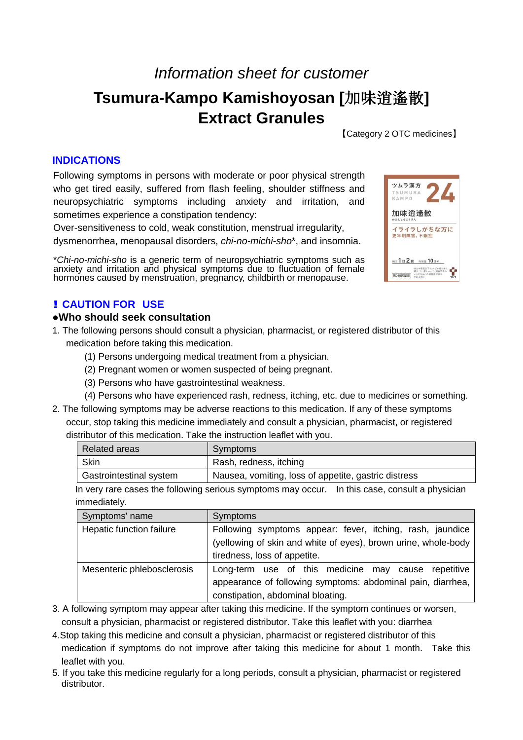# *Information sheet for customer*

# Tsumura-Kampo Kamishoyosan [加味逍遙散] Extract Granules

【Category 2 OTC medicines】

## INDICATIONS

Following symptoms in persons with moderate or poor physical strength who get tired easily, suffered from flash feeling, shoulder stiffness and neuropsychiatric symptoms including anxiety and irritation, and sometimes experience a constipation tendency:

Over-sensitiveness to cold, weak constitution, menstrual irregularity, dysmenorrhea, menopausal disorders, *chi-no-michi-sho*\*, and insomnia.

\**Chi-no-michi-sho* is a generic term of neuropsychiatric symptoms such as anxiety and irritation and physical symptoms due to fluctuation of female hormones caused by menstruation, pregnancy, childbirth or menopause.

## ❗ CAUTION FOR USE

### ●Who should seek consultation

1. The following persons should consult a physician, pharmacist, or registered distributor of this medication before taking this medication.
   (1) Persons undergoing medical treatment from a physician.
   (2) Pregnant women or women suspected of being pregnant.
   (3) Persons who have gastrointestinal weakness.
   (4) Persons who have experienced rash, redness, itching, etc. due to medicines or something.
2. The following symptoms may be adverse reactions to this medication. If any of these symptoms occur, stop taking this medicine immediately and consult a physician, pharmacist, or registered distributor of this medication. Take the instruction leaflet with you.

| Related areas | Symptoms |
|---|---|
| Skin | Rash, redness, itching |
| Gastrointestinal system | Nausea, vomiting, loss of appetite, gastric distress |

In very rare cases the following serious symptoms may occur. In this case, consult a physician immediately.

| Symptoms' name | Symptoms |
|---|---|
| Hepatic function failure | Following symptoms appear: fever, itching, rash, jaundice (yellowing of skin and white of eyes), brown urine, whole-body tiredness, loss of appetite. |
| Mesenteric phlebosclerosis | Long-term use of this medicine may cause repetitive appearance of following symptoms: abdominal pain, diarrhea, constipation, abdominal bloating. |

3. A following symptom may appear after taking this medicine. If the symptom continues or worsen, consult a physician, pharmacist or registered distributor. Take this leaflet with you: diarrhea
4. Stop taking this medicine and consult a physician, pharmacist or registered distributor of this medication if symptoms do not improve after taking this medicine for about 1 month. Take this leaflet with you.
5. If you take this medicine regularly for a long periods, consult a physician, pharmacist or registered distributor.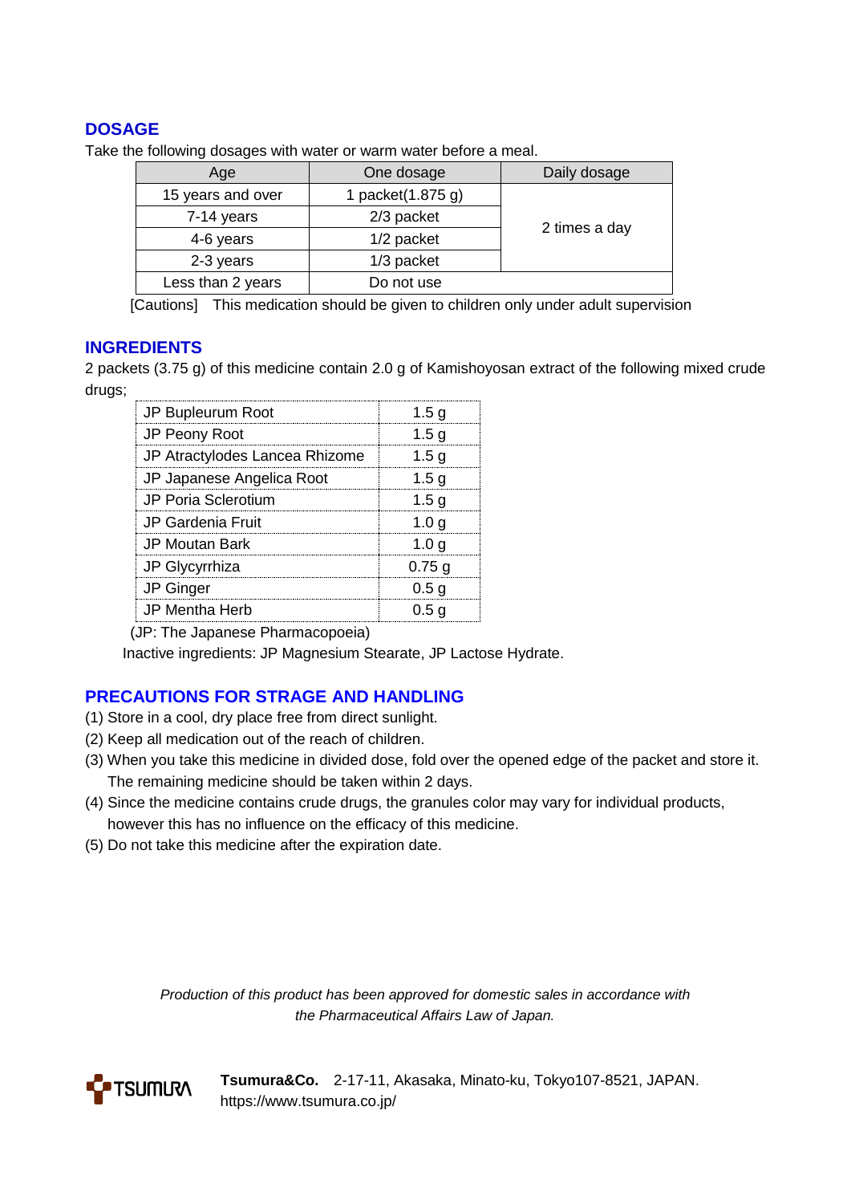## DOSAGE

Take the following dosages with water or warm water before a meal.

| Age | One dosage | Daily dosage |
|---|---|---|
| 15 years and over | 1 packet(1.875 g) | 2 times a day |
| 7-14 years | 2/3 packet | |
| 4-6 years | 1/2 packet | |
| 2-3 years | 1/3 packet | |
| Less than 2 years | Do not use | |

[Cautions] This medication should be given to children only under adult supervision

## INGREDIENTS

2 packets (3.75 g) of this medicine contain 2.0 g of Kamishoyosan extract of the following mixed crude drugs;

| | |
|---|---|
| JP Bupleurum Root | 1.5 g |
| JP Peony Root | 1.5 g |
| JP Atractylodes Lancea Rhizome | 1.5 g |
| JP Japanese Angelica Root | 1.5 g |
| JP Poria Sclerotium | 1.5 g |
| JP Gardenia Fruit | 1.0 g |
| JP Moutan Bark | 1.0 g |
| JP Glycyrrhiza | 0.75 g |
| JP Ginger | 0.5 g |
| JP Mentha Herb | 0.5 g |

(JP: The Japanese Pharmacopoeia)

Inactive ingredients: JP Magnesium Stearate, JP Lactose Hydrate.

## PRECAUTIONS FOR STRAGE AND HANDLING

(1) Store in a cool, dry place free from direct sunlight.

(2) Keep all medication out of the reach of children.

(3) When you take this medicine in divided dose, fold over the opened edge of the packet and store it. The remaining medicine should be taken within 2 days.

(4) Since the medicine contains crude drugs, the granules color may vary for individual products, however this has no influence on the efficacy of this medicine.

(5) Do not take this medicine after the expiration date.

*Production of this product has been approved for domestic sales in accordance with the Pharmaceutical Affairs Law of Japan.*

TSUMURA

**Tsumura&Co.** 2-17-11, Akasaka, Minato-ku, Tokyo107-8521, JAPAN.
https://www.tsumura.co.jp/